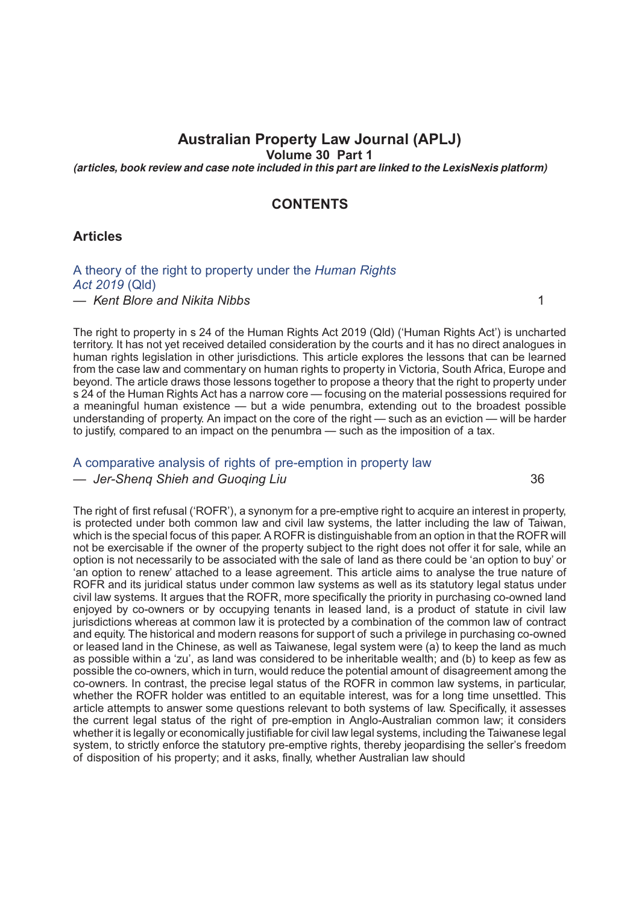# Australian Property Law Journal (APLJ)

**Volume 30 Part 1**

***(articles, book review and case note included in this part are linked to the LexisNexis platform)***

## CONTENTS

### Articles

A theory of the right to property under the *Human Rights Act 2019* (Qld)
— *Kent Blore and Nikita Nibbs* 1

The right to property in s 24 of the Human Rights Act 2019 (Qld) ('Human Rights Act') is uncharted territory. It has not yet received detailed consideration by the courts and it has no direct analogues in human rights legislation in other jurisdictions. This article explores the lessons that can be learned from the case law and commentary on human rights to property in Victoria, South Africa, Europe and beyond. The article draws those lessons together to propose a theory that the right to property under s 24 of the Human Rights Act has a narrow core — focusing on the material possessions required for a meaningful human existence — but a wide penumbra, extending out to the broadest possible understanding of property. An impact on the core of the right — such as an eviction — will be harder to justify, compared to an impact on the penumbra — such as the imposition of a tax.

A comparative analysis of rights of pre-emption in property law
— *Jer-Shenq Shieh and Guoqing Liu* 36

The right of first refusal ('ROFR'), a synonym for a pre-emptive right to acquire an interest in property, is protected under both common law and civil law systems, the latter including the law of Taiwan, which is the special focus of this paper. A ROFR is distinguishable from an option in that the ROFR will not be exercisable if the owner of the property subject to the right does not offer it for sale, while an option is not necessarily to be associated with the sale of land as there could be 'an option to buy' or 'an option to renew' attached to a lease agreement. This article aims to analyse the true nature of ROFR and its juridical status under common law systems as well as its statutory legal status under civil law systems. It argues that the ROFR, more specifically the priority in purchasing co-owned land enjoyed by co-owners or by occupying tenants in leased land, is a product of statute in civil law jurisdictions whereas at common law it is protected by a combination of the common law of contract and equity. The historical and modern reasons for support of such a privilege in purchasing co-owned or leased land in the Chinese, as well as Taiwanese, legal system were (a) to keep the land as much as possible within a 'zu', as land was considered to be inheritable wealth; and (b) to keep as few as possible the co-owners, which in turn, would reduce the potential amount of disagreement among the co-owners. In contrast, the precise legal status of the ROFR in common law systems, in particular, whether the ROFR holder was entitled to an equitable interest, was for a long time unsettled. This article attempts to answer some questions relevant to both systems of law. Specifically, it assesses the current legal status of the right of pre-emption in Anglo-Australian common law; it considers whether it is legally or economically justifiable for civil law legal systems, including the Taiwanese legal system, to strictly enforce the statutory pre-emptive rights, thereby jeopardising the seller's freedom of disposition of his property; and it asks, finally, whether Australian law should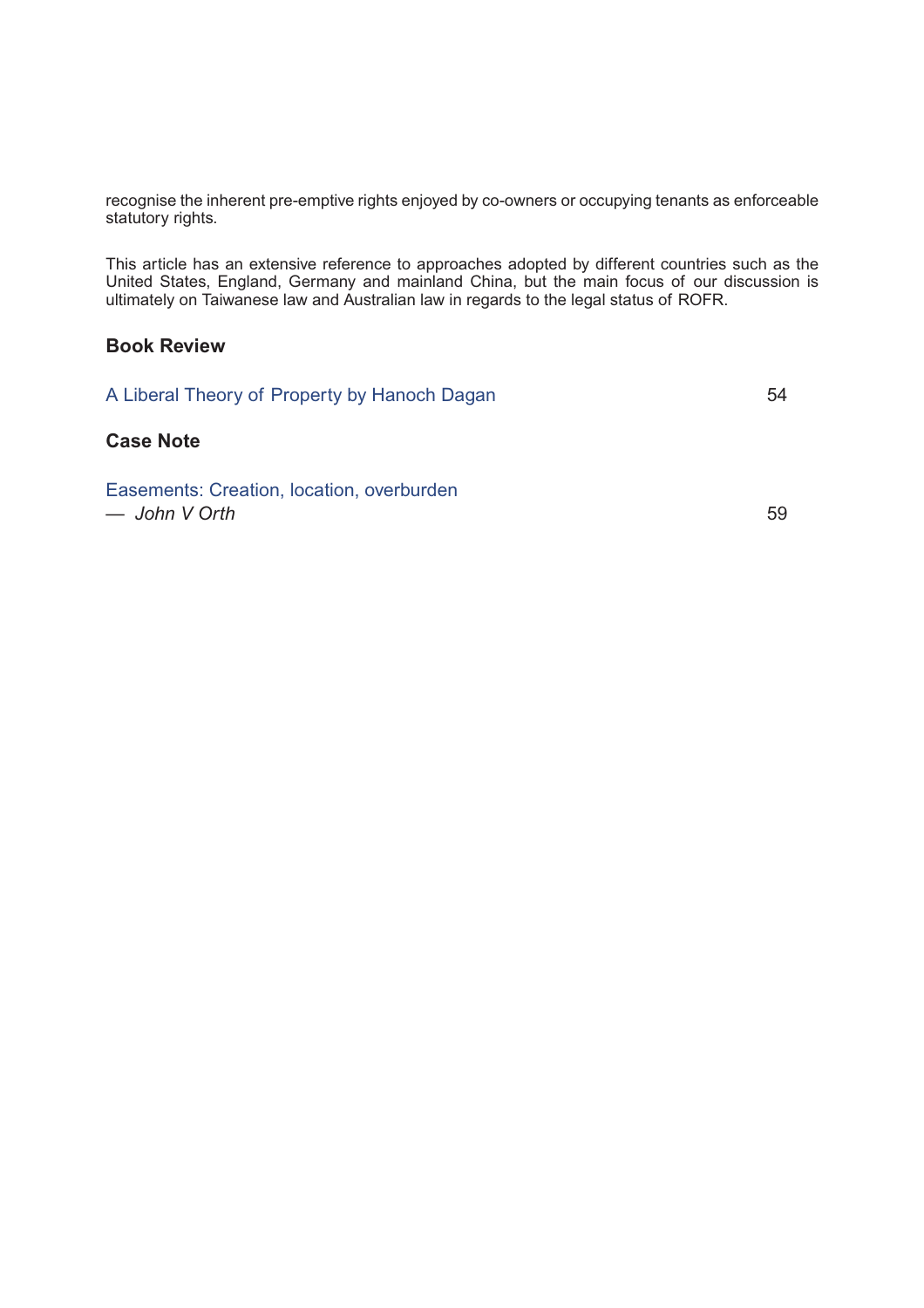recognise the inherent pre-emptive rights enjoyed by co-owners or occupying tenants as enforceable statutory rights.

This article has an extensive reference to approaches adopted by different countries such as the United States, England, Germany and mainland China, but the main focus of our discussion is ultimately on Taiwanese law and Australian law in regards to the legal status of ROFR.

## Book Review

A Liberal Theory of Property by Hanoch Dagan 54

## Case Note

Easements: Creation, location, overburden
— *John V Orth* 59